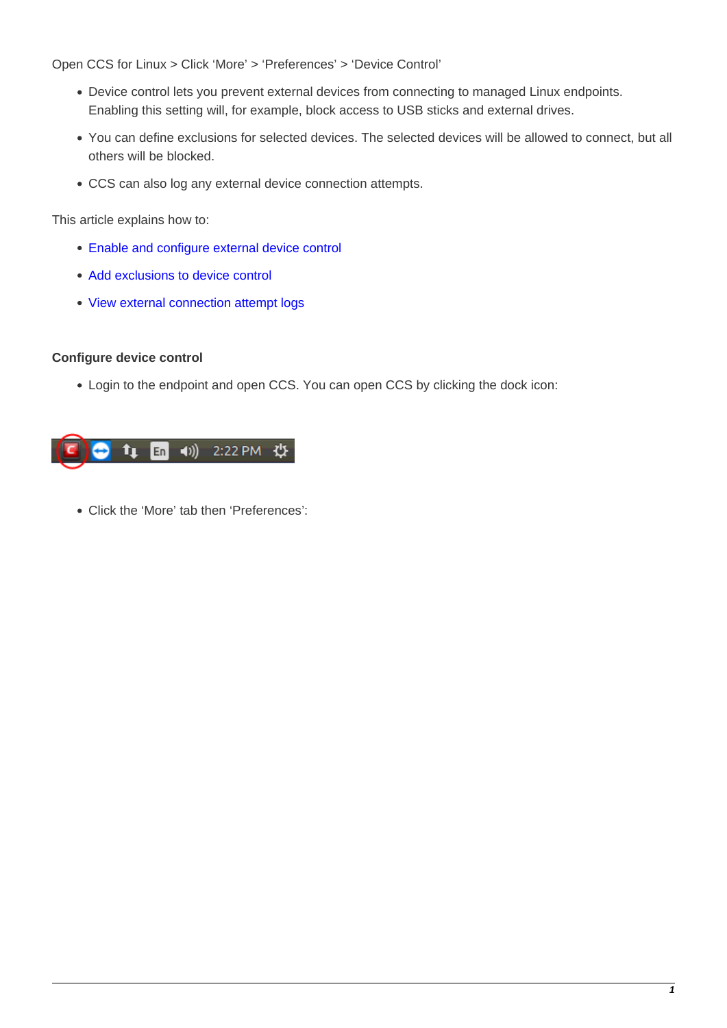Open CCS for Linux > Click 'More' > 'Preferences' > 'Device Control'

- Device control lets you prevent external devices from connecting to managed Linux endpoints. Enabling this setting will, for example, block access to USB sticks and external drives.
- You can define exclusions for selected devices. The selected devices will be allowed to connect, but all others will be blocked.
- CCS can also log any external device connection attempts.

This article explains how to:

- Enable and configure external device control
- Add exclusions to device control
- View external connection attempt logs

**Configure device control**

- Login to the endpoint and open CCS. You can open CCS by clicking the dock icon:

- Click the 'More' tab then 'Preferences':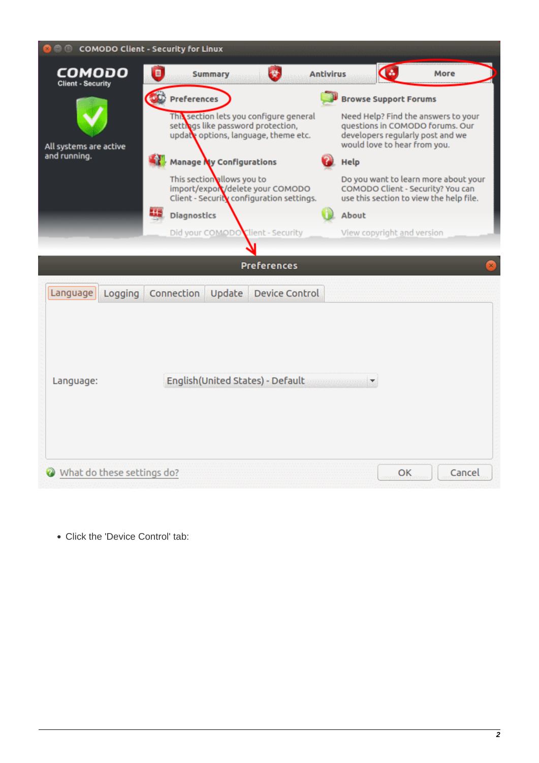- Click the 'Device Control' tab: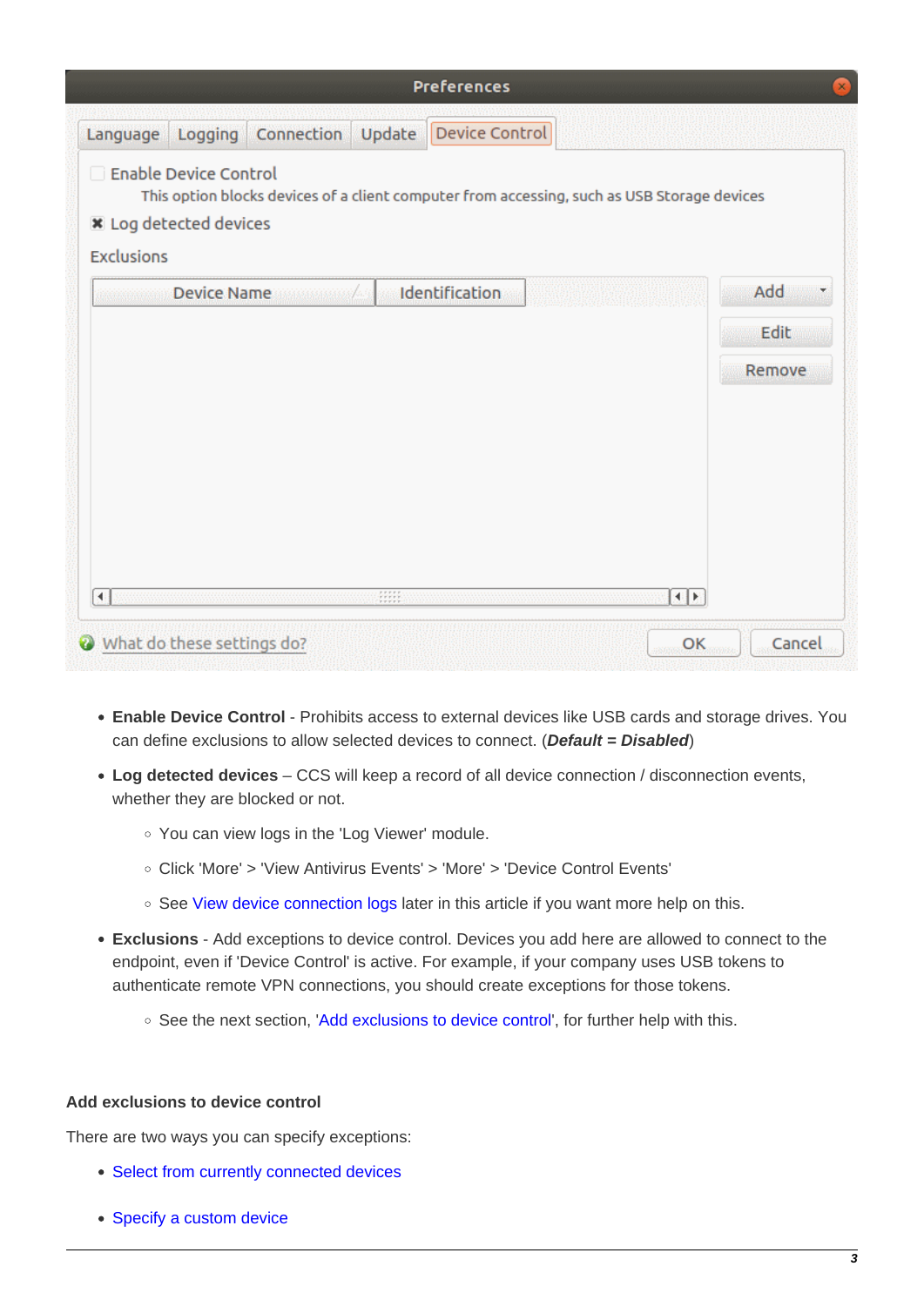- **Enable Device Control** - Prohibits access to external devices like USB cards and storage drives. You can define exclusions to allow selected devices to connect. (***Default = Disabled***)
- **Log detected devices** – CCS will keep a record of all device connection / disconnection events, whether they are blocked or not.
  - You can view logs in the 'Log Viewer' module.
  - Click 'More' > 'View Antivirus Events' > 'More' > 'Device Control Events'
  - See View device connection logs later in this article if you want more help on this.
- **Exclusions** - Add exceptions to device control. Devices you add here are allowed to connect to the endpoint, even if 'Device Control' is active. For example, if your company uses USB tokens to authenticate remote VPN connections, you should create exceptions for those tokens.
  - See the next section, 'Add exclusions to device control', for further help with this.

**Add exclusions to device control**

There are two ways you can specify exceptions:

- Select from currently connected devices
- Specify a custom device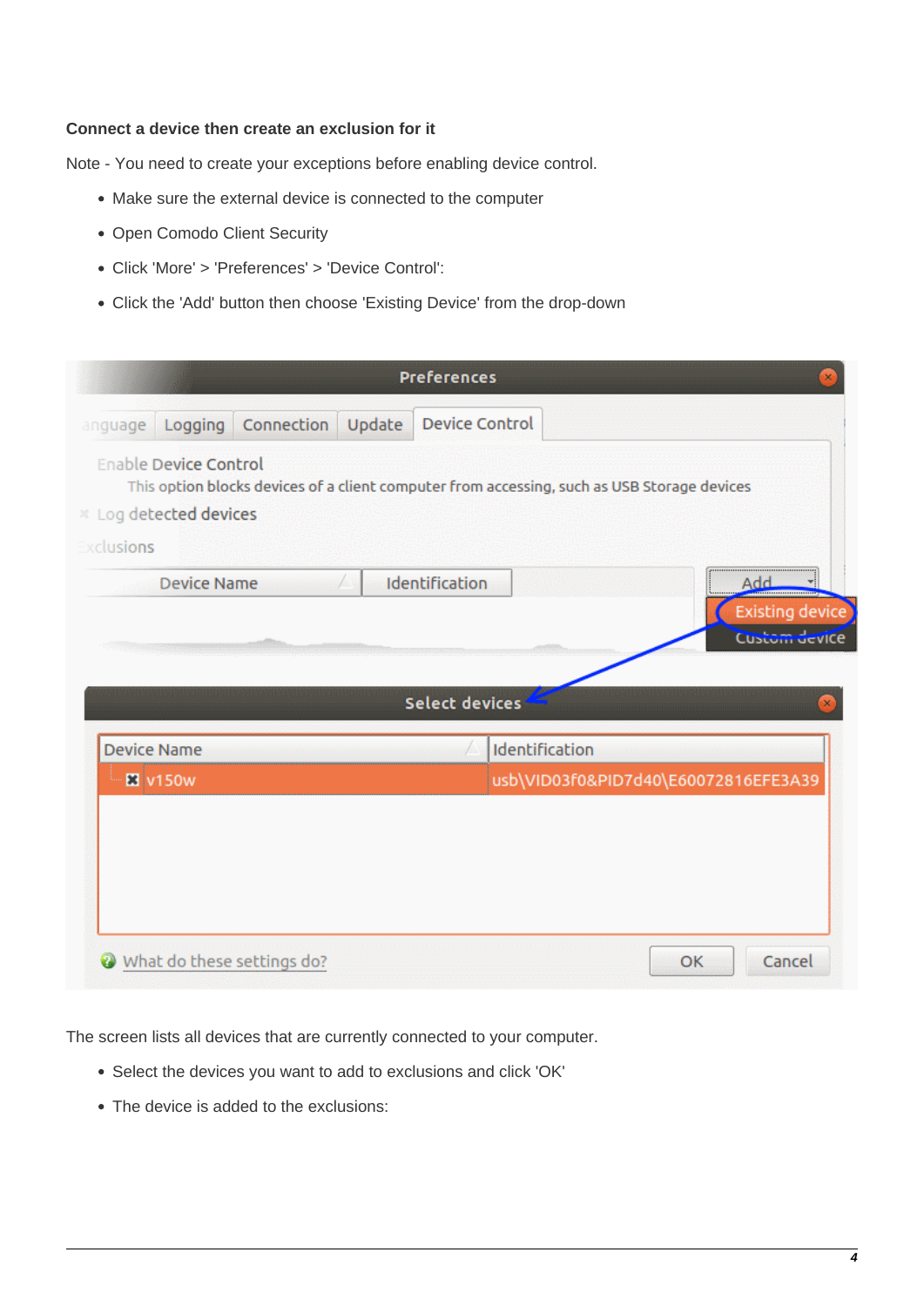**Connect a device then create an exclusion for it**

Note - You need to create your exceptions before enabling device control.

- Make sure the external device is connected to the computer
- Open Comodo Client Security
- Click 'More' > 'Preferences' > 'Device Control':
- Click the 'Add' button then choose 'Existing Device' from the drop-down

The screen lists all devices that are currently connected to your computer.

- Select the devices you want to add to exclusions and click 'OK'
- The device is added to the exclusions: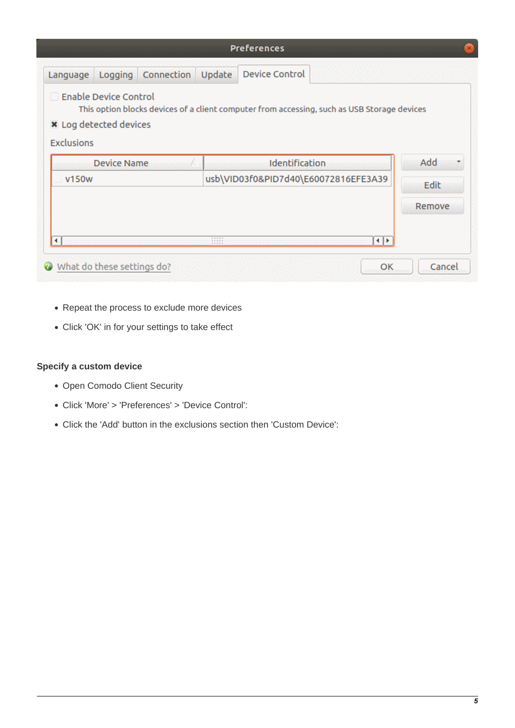- Repeat the process to exclude more devices
- Click 'OK' in for your settings to take effect

**Specify a custom device**

- Open Comodo Client Security
- Click 'More' > 'Preferences' > 'Device Control':
- Click the 'Add' button in the exclusions section then 'Custom Device':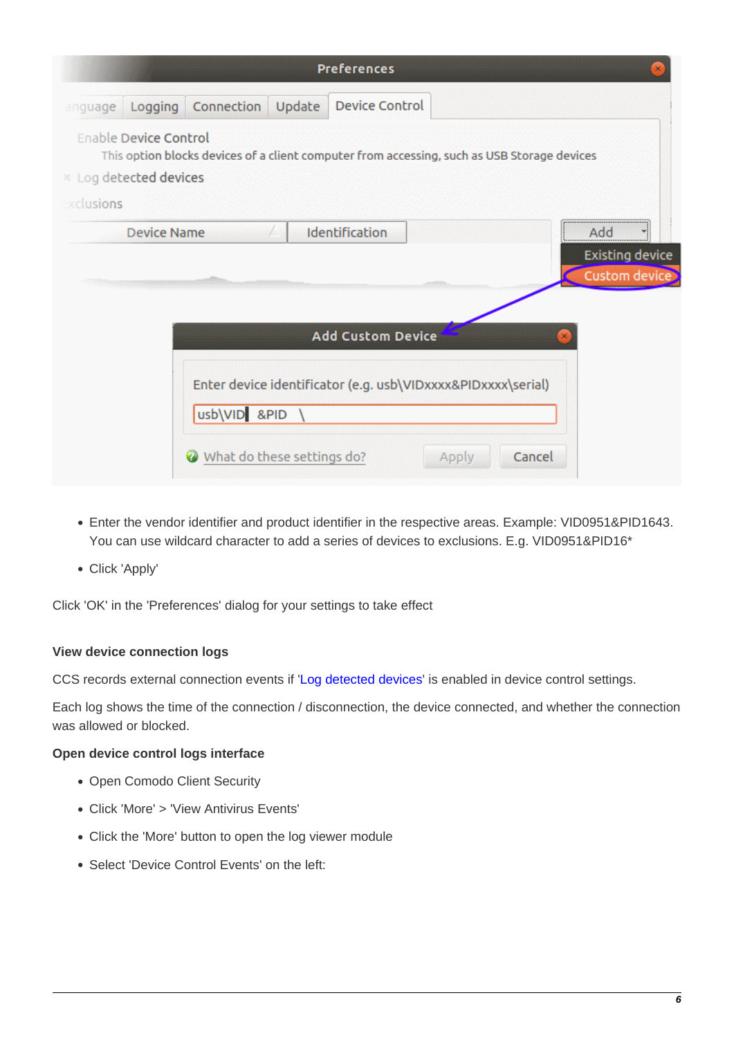- Enter the vendor identifier and product identifier in the respective areas. Example: VID0951&PID1643. You can use wildcard character to add a series of devices to exclusions. E.g. VID0951&PID16*
- Click 'Apply'

Click 'OK' in the 'Preferences' dialog for your settings to take effect

**View device connection logs**

CCS records external connection events if 'Log detected devices' is enabled in device control settings.

Each log shows the time of the connection / disconnection, the device connected, and whether the connection was allowed or blocked.

**Open device control logs interface**

- Open Comodo Client Security
- Click 'More' > 'View Antivirus Events'
- Click the 'More' button to open the log viewer module
- Select 'Device Control Events' on the left: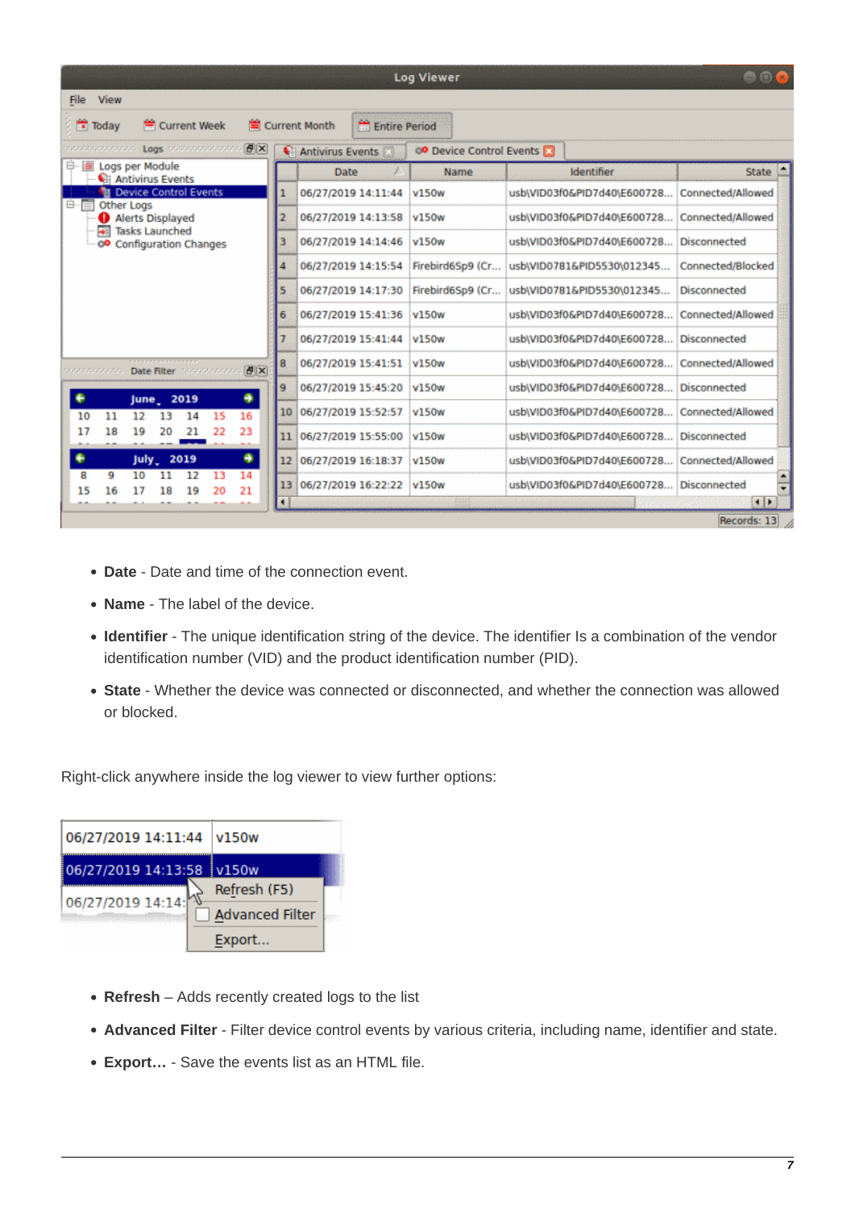- **Date** - Date and time of the connection event.
- **Name** - The label of the device.
- **Identifier** - The unique identification string of the device. The identifier Is a combination of the vendor identification number (VID) and the product identification number (PID).
- **State** - Whether the device was connected or disconnected, and whether the connection was allowed or blocked.

Right-click anywhere inside the log viewer to view further options:

- **Refresh** – Adds recently created logs to the list
- **Advanced Filter** - Filter device control events by various criteria, including name, identifier and state.
- **Export…** - Save the events list as an HTML file.